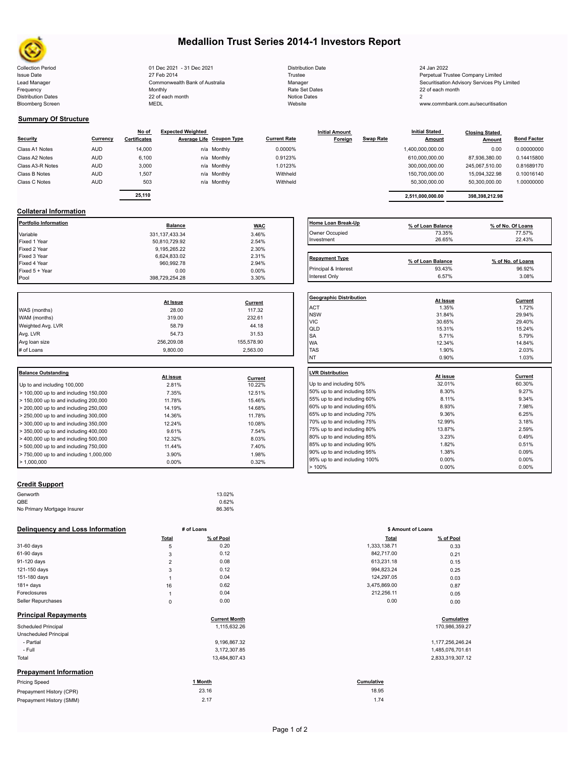# Medallion Trust Series 2014-1 Investors Report

| | | | |
|---|---|---|---|
| Collection Period | 01 Dec 2021 - 31 Dec 2021 | Distribution Date | 24 Jan 2022 |
| Issue Date | 27 Feb 2014 | Trustee | Perpetual Trustee Company Limited |
| Lead Manager | Commonwealth Bank of Australia | Manager | Securitisation Advisory Services Pty Limited |
| Frequency | Monthly | Rate Set Dates | 22 of each month |
| Distribution Dates | 22 of each month | Notice Dates | 2 |
| Bloomberg Screen | MEDL | Website | www.commbank.com.au/securitisation |

## Summary Of Structure

| Security | Currency | No of Certificates | Expected Weighted Average Life | Coupon Type | Current Rate | Initial Amount Foreign | Swap Rate | Initial Stated Amount | Closing Stated Amount | Bond Factor |
|---|---|---|---|---|---|---|---|---|---|---|
| Class A1 Notes | AUD | 14,000 | n/a | Monthly | 0.0000% | | | 1,400,000,000.00 | 0.00 | 0.00000000 |
| Class A2 Notes | AUD | 6,100 | n/a | Monthly | 0.9123% | | | 610,000,000.00 | 87,936,380.00 | 0.14415800 |
| Class A3-R Notes | AUD | 3,000 | n/a | Monthly | 1.0123% | | | 300,000,000.00 | 245,067,510.00 | 0.81689170 |
| Class B Notes | AUD | 1,507 | n/a | Monthly | Withheld | | | 150,700,000.00 | 15,094,322.98 | 0.10016140 |
| Class C Notes | AUD | 503 | n/a | Monthly | Withheld | | | 50,300,000.00 | 50,300,000.00 | 1.00000000 |
| | | 25,110 | | | | | | 2,511,000,000.00 | 398,398,212.98 | |

## Collateral Information

| Portfolio Information | Balance | WAC |
|---|---|---|
| Variable | 331,137,433.34 | 3.46% |
| Fixed 1 Year | 50,810,729.92 | 2.54% |
| Fixed 2 Year | 9,195,265.22 | 2.30% |
| Fixed 3 Year | 6,624,833.02 | 2.31% |
| Fixed 4 Year | 960,992.78 | 2.94% |
| Fixed 5 + Year | 0.00 | 0.00% |
| Pool | 398,729,254.28 | 3.30% |

| Home Loan Break-Up | % of Loan Balance | % of No. Of Loans |
|---|---|---|
| Owner Occupied | 73.35% | 77.57% |
| Investment | 26.65% | 22.43% |

| Repayment Type | % of Loan Balance | % of No. of Loans |
|---|---|---|
| Principal & Interest | 93.43% | 96.92% |
| Interest Only | 6.57% | 3.08% |

| | At Issue | Current |
|---|---|---|
| WAS (months) | 28.00 | 117.32 |
| WAM (months) | 319.00 | 232.61 |
| Weighted Avg. LVR | 58.79 | 44.18 |
| Avg. LVR | 54.73 | 31.53 |
| Avg loan size | 256,209.08 | 155,578.90 |
| # of Loans | 9,800.00 | 2,563.00 |

| Geographic Distribution | At Issue | Current |
|---|---|---|
| ACT | 1.35% | 1.72% |
| NSW | 31.84% | 29.94% |
| VIC | 30.65% | 29.40% |
| QLD | 15.31% | 15.24% |
| SA | 5.71% | 5.79% |
| WA | 12.34% | 14.84% |
| TAS | 1.90% | 2.03% |
| NT | 0.90% | 1.03% |

| Balance Outstanding | At issue | Current |
|---|---|---|
| Up to and including 100,000 | 2.81% | 10.22% |
| > 100,000 up to and including 150,000 | 7.35% | 12.51% |
| > 150,000 up to and including 200,000 | 11.78% | 15.46% |
| > 200,000 up to and including 250,000 | 14.19% | 14.68% |
| > 250,000 up to and including 300,000 | 14.36% | 11.78% |
| > 300,000 up to and including 350,000 | 12.24% | 10.08% |
| > 350,000 up to and including 400,000 | 9.61% | 7.54% |
| > 400,000 up to and including 500,000 | 12.32% | 8.03% |
| > 500,000 up to and including 750,000 | 11.44% | 7.40% |
| > 750,000 up to and including 1,000,000 | 3.90% | 1.98% |
| > 1,000,000 | 0.00% | 0.32% |

| LVR Distribution | At issue | Current |
|---|---|---|
| Up to and including 50% | 32.01% | 60.30% |
| 50% up to and including 55% | 8.30% | 9.27% |
| 55% up to and including 60% | 8.11% | 9.34% |
| 60% up to and including 65% | 8.93% | 7.98% |
| 65% up to and including 70% | 9.36% | 6.25% |
| 70% up to and including 75% | 12.99% | 3.18% |
| 75% up to and including 80% | 13.87% | 2.59% |
| 80% up to and including 85% | 3.23% | 0.49% |
| 85% up to and including 90% | 1.82% | 0.51% |
| 90% up to and including 95% | 1.38% | 0.09% |
| 95% up to and including 100% | 0.00% | 0.00% |
| > 100% | 0.00% | 0.00% |

## Credit Support

| | |
|---|---|
| Genworth | 13.02% |
| QBE | 0.62% |
| No Primary Mortgage Insurer | 86.36% |

## Delinquency and Loss Information

| | # of Loans Total | # of Loans % of Pool | $ Amount of Loans Total | $ Amount of Loans % of Pool |
|---|---|---|---|---|
| 31-60 days | 5 | 0.20 | 1,333,138.71 | 0.33 |
| 61-90 days | 3 | 0.12 | 842,717.00 | 0.21 |
| 91-120 days | 2 | 0.08 | 613,231.18 | 0.15 |
| 121-150 days | 3 | 0.12 | 994,823.24 | 0.25 |
| 151-180 days | 1 | 0.04 | 124,297.05 | 0.03 |
| 181+ days | 16 | 0.62 | 3,475,869.00 | 0.87 |
| Foreclosures | 1 | 0.04 | 212,256.11 | 0.05 |
| Seller Repurchases | 0 | 0.00 | 0.00 | 0.00 |

## Principal Repayments

| | Current Month | Cumulative |
|---|---|---|
| Scheduled Principal | 1,115,632.26 | 170,986,359.27 |
| Unscheduled Principal | | |
| - Partial | 9,196,867.32 | 1,177,256,246.24 |
| - Full | 3,172,307.85 | 1,485,076,701.61 |
| Total | 13,484,807.43 | 2,833,319,307.12 |

## Prepayment Information

| Pricing Speed | 1 Month | Cumulative |
|---|---|---|
| Prepayment History (CPR) | 23.16 | 18.95 |
| Prepayment History (SMM) | 2.17 | 1.74 |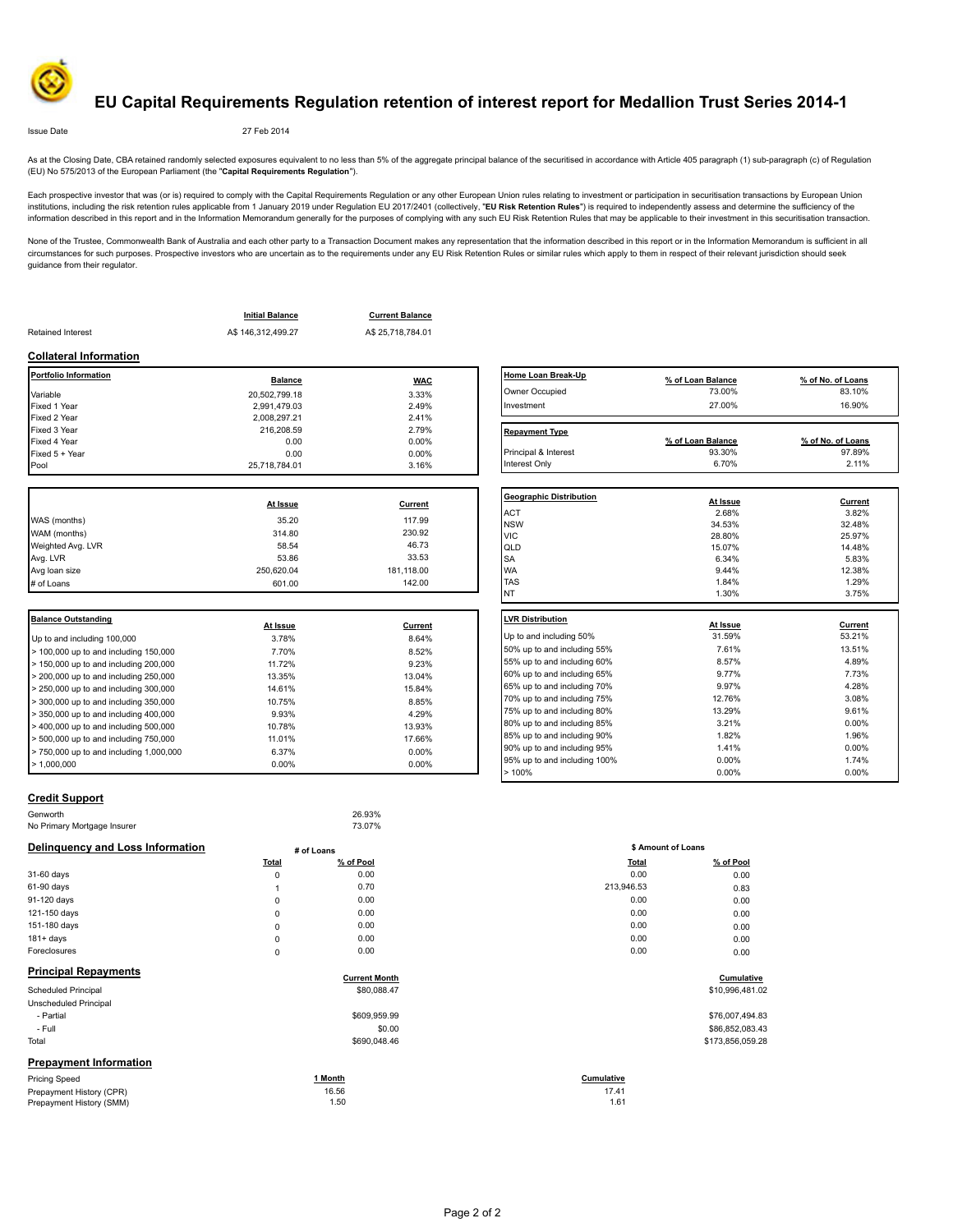# EU Capital Requirements Regulation retention of interest report for Medallion Trust Series 2014-1

Issue Date 27 Feb 2014

As at the Closing Date, CBA retained randomly selected exposures equivalent to no less than 5% of the aggregate principal balance of the securitised in accordance with Article 405 paragraph (1) sub-paragraph (c) of Regulation (EU) No 575/2013 of the European Parliament (the "**Capital Requirements Regulation**").

Each prospective investor that was (or is) required to comply with the Capital Requirements Regulation or any other European Union rules relating to investment or participation in securitisation transactions by European Union institutions, including the risk retention rules applicable from 1 January 2019 under Regulation EU 2017/2401 (collectively, "**EU Risk Retention Rules**") is required to independently assess and determine the sufficiency of the information described in this report and in the Information Memorandum generally for the purposes of complying with any such EU Risk Retention Rules that may be applicable to their investment in this securitisation transaction.

None of the Trustee, Commonwealth Bank of Australia and each other party to a Transaction Document makes any representation that the information described in this report or in the Information Memorandum is sufficient in all circumstances for such purposes. Prospective investors who are uncertain as to the requirements under any EU Risk Retention Rules or similar rules which apply to them in respect of their relevant jurisdiction should seek guidance from their regulator.

| | Initial Balance | Current Balance |
|---|---|---|
| Retained Interest | A$ 146,312,499.27 | A$ 25,718,784.01 |

## Collateral Information

| Portfolio Information | Balance | WAC |
|---|---|---|
| Variable | 20,502,799.18 | 3.33% |
| Fixed 1 Year | 2,991,479.03 | 2.49% |
| Fixed 2 Year | 2,008,297.21 | 2.41% |
| Fixed 3 Year | 216,208.59 | 2.79% |
| Fixed 4 Year | 0.00 | 0.00% |
| Fixed 5 + Year | 0.00 | 0.00% |
| Pool | 25,718,784.01 | 3.16% |

| Home Loan Break-Up | % of Loan Balance | % of No. of Loans |
|---|---|---|
| Owner Occupied | 73.00% | 83.10% |
| Investment | 27.00% | 16.90% |

| Repayment Type | % of Loan Balance | % of No. of Loans |
|---|---|---|
| Principal & Interest | 93.30% | 97.89% |
| Interest Only | 6.70% | 2.11% |

| | At Issue | Current |
|---|---|---|
| WAS (months) | 35.20 | 117.99 |
| WAM (months) | 314.80 | 230.92 |
| Weighted Avg. LVR | 58.54 | 46.73 |
| Avg. LVR | 53.86 | 33.53 |
| Avg loan size | 250,620.04 | 181,118.00 |
| # of Loans | 601.00 | 142.00 |

| Geographic Distribution | At Issue | Current |
|---|---|---|
| ACT | 2.68% | 3.82% |
| NSW | 34.53% | 32.48% |
| VIC | 28.80% | 25.97% |
| QLD | 15.07% | 14.48% |
| SA | 6.34% | 5.83% |
| WA | 9.44% | 12.38% |
| TAS | 1.84% | 1.29% |
| NT | 1.30% | 3.75% |

| Balance Outstanding | At Issue | Current |
|---|---|---|
| Up to and including 100,000 | 3.78% | 8.64% |
| > 100,000 up to and including 150,000 | 7.70% | 8.52% |
| > 150,000 up to and including 200,000 | 11.72% | 9.23% |
| > 200,000 up to and including 250,000 | 13.35% | 13.04% |
| > 250,000 up to and including 300,000 | 14.61% | 15.84% |
| > 300,000 up to and including 350,000 | 10.75% | 8.85% |
| > 350,000 up to and including 400,000 | 9.93% | 4.29% |
| > 400,000 up to and including 500,000 | 10.78% | 13.93% |
| > 500,000 up to and including 750,000 | 11.01% | 17.66% |
| > 750,000 up to and including 1,000,000 | 6.37% | 0.00% |
| > 1,000,000 | 0.00% | 0.00% |

| LVR Distribution | At Issue | Current |
|---|---|---|
| Up to and including 50% | 31.59% | 53.21% |
| 50% up to and including 55% | 7.61% | 13.51% |
| 55% up to and including 60% | 8.57% | 4.89% |
| 60% up to and including 65% | 9.77% | 7.73% |
| 65% up to and including 70% | 9.97% | 4.28% |
| 70% up to and including 75% | 12.76% | 3.08% |
| 75% up to and including 80% | 13.29% | 9.61% |
| 80% up to and including 85% | 3.21% | 0.00% |
| 85% up to and including 90% | 1.82% | 1.96% |
| 90% up to and including 95% | 1.41% | 0.00% |
| 95% up to and including 100% | 0.00% | 1.74% |
| > 100% | 0.00% | 0.00% |

## Credit Support

| | |
|---|---|
| Genworth | 26.93% |
| No Primary Mortgage Insurer | 73.07% |

## Delinquency and Loss Information

| | # of Loans | | $ Amount of Loans | |
|---|---|---|---|---|
| | Total | % of Pool | Total | % of Pool |
| 31-60 days | 0 | 0.00 | 0.00 | 0.00 |
| 61-90 days | 1 | 0.70 | 213,946.53 | 0.83 |
| 91-120 days | 0 | 0.00 | 0.00 | 0.00 |
| 121-150 days | 0 | 0.00 | 0.00 | 0.00 |
| 151-180 days | 0 | 0.00 | 0.00 | 0.00 |
| 181+ days | 0 | 0.00 | 0.00 | 0.00 |
| Foreclosures | 0 | 0.00 | 0.00 | 0.00 |

## Principal Repayments

| | Current Month | Cumulative |
|---|---|---|
| Scheduled Principal | $80,088.47 | $10,996,481.02 |
| Unscheduled Principal | | |
| - Partial | $609,959.99 | $76,007,494.83 |
| - Full | $0.00 | $86,852,083.43 |
| Total | $690,048.46 | $173,856,059.28 |

## Prepayment Information

| Pricing Speed | 1 Month | Cumulative |
|---|---|---|
| Prepayment History (CPR) | 16.56 | 17.41 |
| Prepayment History (SMM) | 1.50 | 1.61 |